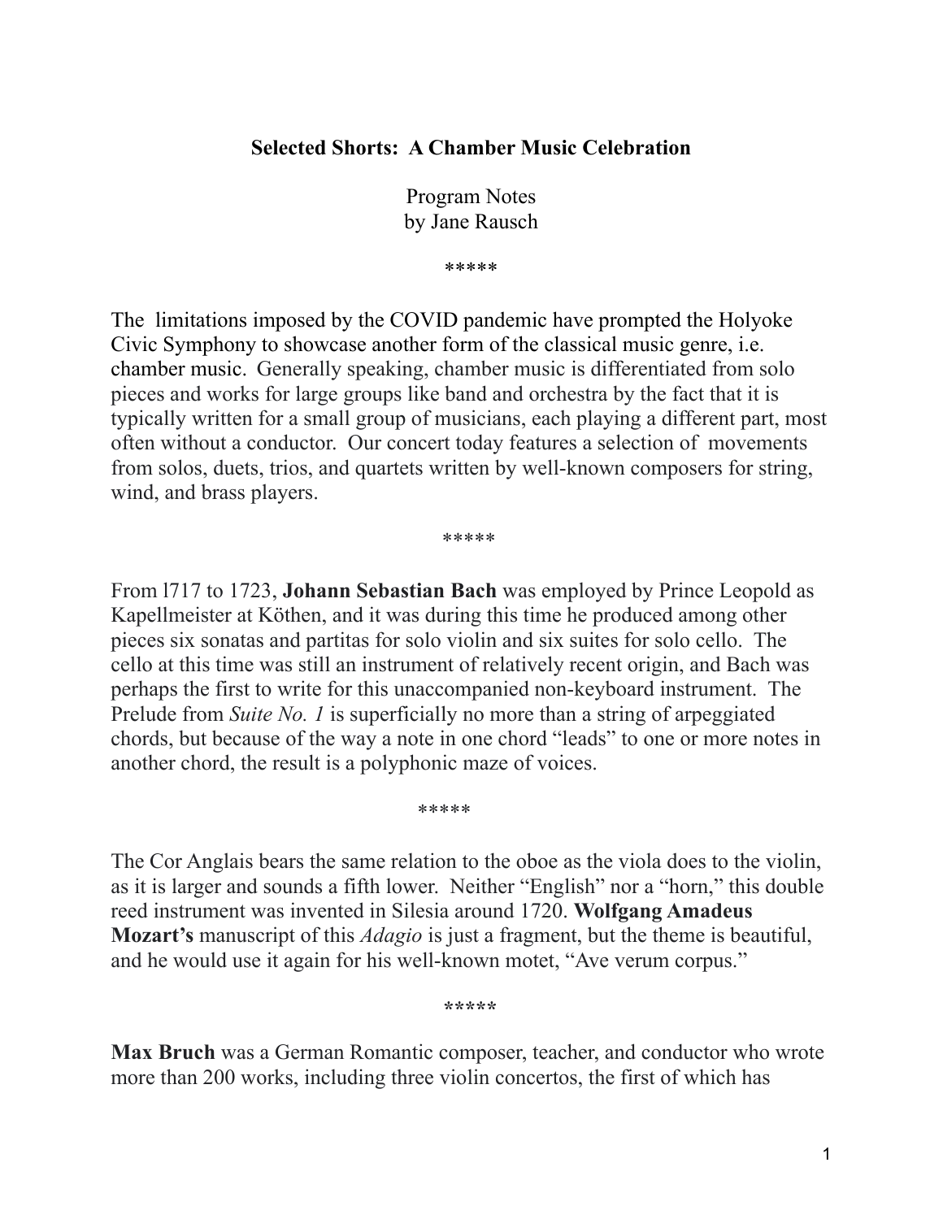**Selected Shorts: A Chamber Music Celebration**

Program Notes
by Jane Rausch

*****

The limitations imposed by the COVID pandemic have prompted the Holyoke Civic Symphony to showcase another form of the classical music genre, i.e. chamber music. Generally speaking, chamber music is differentiated from solo pieces and works for large groups like band and orchestra by the fact that it is typically written for a small group of musicians, each playing a different part, most often without a conductor. Our concert today features a selection of movements from solos, duets, trios, and quartets written by well-known composers for string, wind, and brass players.

*****

From l717 to 1723, **Johann Sebastian Bach** was employed by Prince Leopold as Kapellmeister at Köthen, and it was during this time he produced among other pieces six sonatas and partitas for solo violin and six suites for solo cello. The cello at this time was still an instrument of relatively recent origin, and Bach was perhaps the first to write for this unaccompanied non-keyboard instrument. The Prelude from *Suite No. 1* is superficially no more than a string of arpeggiated chords, but because of the way a note in one chord "leads" to one or more notes in another chord, the result is a polyphonic maze of voices.

*****

The Cor Anglais bears the same relation to the oboe as the viola does to the violin, as it is larger and sounds a fifth lower. Neither "English" nor a "horn," this double reed instrument was invented in Silesia around 1720. **Wolfgang Amadeus Mozart's** manuscript of this *Adagio* is just a fragment, but the theme is beautiful, and he would use it again for his well-known motet, "Ave verum corpus."

*****

**Max Bruch** was a German Romantic composer, teacher, and conductor who wrote more than 200 works, including three violin concertos, the first of which has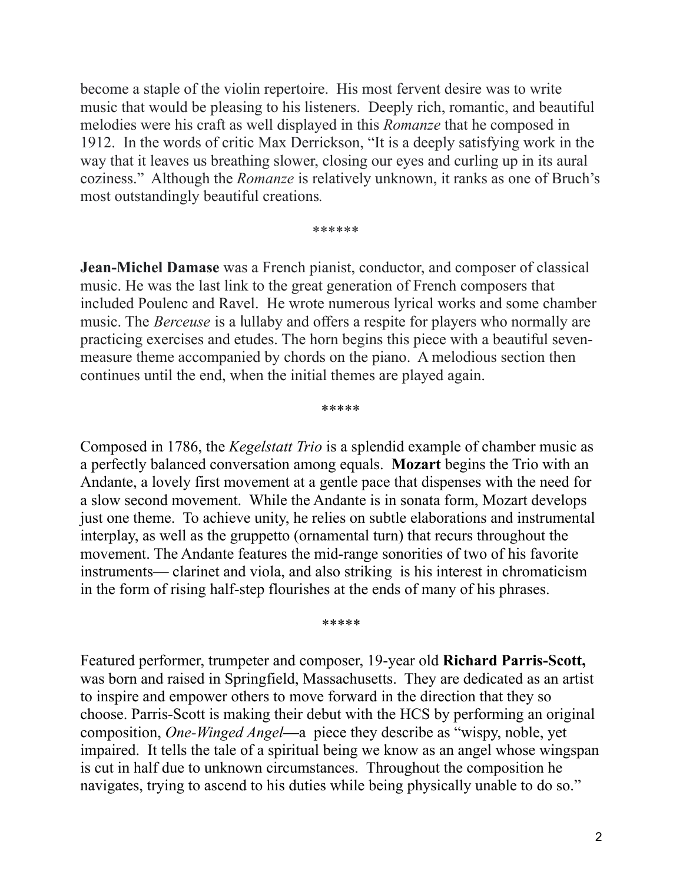become a staple of the violin repertoire. His most fervent desire was to write music that would be pleasing to his listeners. Deeply rich, romantic, and beautiful melodies were his craft as well displayed in this *Romanze* that he composed in 1912. In the words of critic Max Derrickson, "It is a deeply satisfying work in the way that it leaves us breathing slower, closing our eyes and curling up in its aural coziness." Although the *Romanze* is relatively unknown, it ranks as one of Bruch's most outstandingly beautiful creations.

******

**Jean-Michel Damase** was a French pianist, conductor, and composer of classical music. He was the last link to the great generation of French composers that included Poulenc and Ravel. He wrote numerous lyrical works and some chamber music. The *Berceuse* is a lullaby and offers a respite for players who normally are practicing exercises and etudes. The horn begins this piece with a beautiful seven-measure theme accompanied by chords on the piano. A melodious section then continues until the end, when the initial themes are played again.

*****

Composed in 1786, the *Kegelstatt Trio* is a splendid example of chamber music as a perfectly balanced conversation among equals. **Mozart** begins the Trio with an Andante, a lovely first movement at a gentle pace that dispenses with the need for a slow second movement. While the Andante is in sonata form, Mozart develops just one theme. To achieve unity, he relies on subtle elaborations and instrumental interplay, as well as the gruppetto (ornamental turn) that recurs throughout the movement. The Andante features the mid-range sonorities of two of his favorite instruments— clarinet and viola, and also striking is his interest in chromaticism in the form of rising half-step flourishes at the ends of many of his phrases.

*****

Featured performer, trumpeter and composer, 19-year old **Richard Parris-Scott,** was born and raised in Springfield, Massachusetts. They are dedicated as an artist to inspire and empower others to move forward in the direction that they so choose. Parris-Scott is making their debut with the HCS by performing an original composition, *One-Winged Angel*—a piece they describe as "wispy, noble, yet impaired. It tells the tale of a spiritual being we know as an angel whose wingspan is cut in half due to unknown circumstances. Throughout the composition he navigates, trying to ascend to his duties while being physically unable to do so."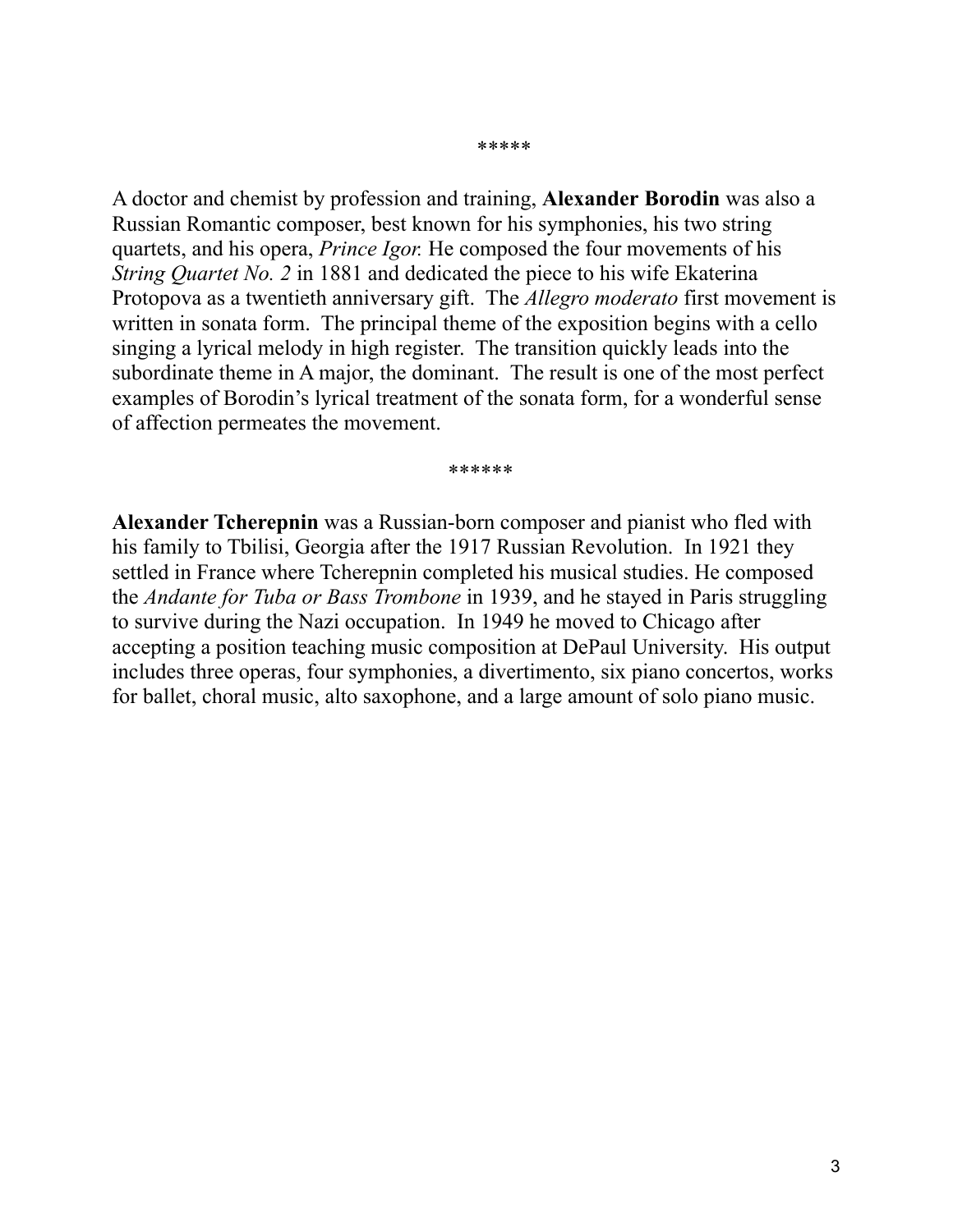*****

A doctor and chemist by profession and training, **Alexander Borodin** was also a Russian Romantic composer, best known for his symphonies, his two string quartets, and his opera, *Prince Igor.* He composed the four movements of his *String Quartet No. 2* in 1881 and dedicated the piece to his wife Ekaterina Protopova as a twentieth anniversary gift. The *Allegro moderato* first movement is written in sonata form. The principal theme of the exposition begins with a cello singing a lyrical melody in high register. The transition quickly leads into the subordinate theme in A major, the dominant. The result is one of the most perfect examples of Borodin's lyrical treatment of the sonata form, for a wonderful sense of affection permeates the movement.

******

**Alexander Tcherepnin** was a Russian-born composer and pianist who fled with his family to Tbilisi, Georgia after the 1917 Russian Revolution. In 1921 they settled in France where Tcherepnin completed his musical studies. He composed the *Andante for Tuba or Bass Trombone* in 1939, and he stayed in Paris struggling to survive during the Nazi occupation. In 1949 he moved to Chicago after accepting a position teaching music composition at DePaul University. His output includes three operas, four symphonies, a divertimento, six piano concertos, works for ballet, choral music, alto saxophone, and a large amount of solo piano music.